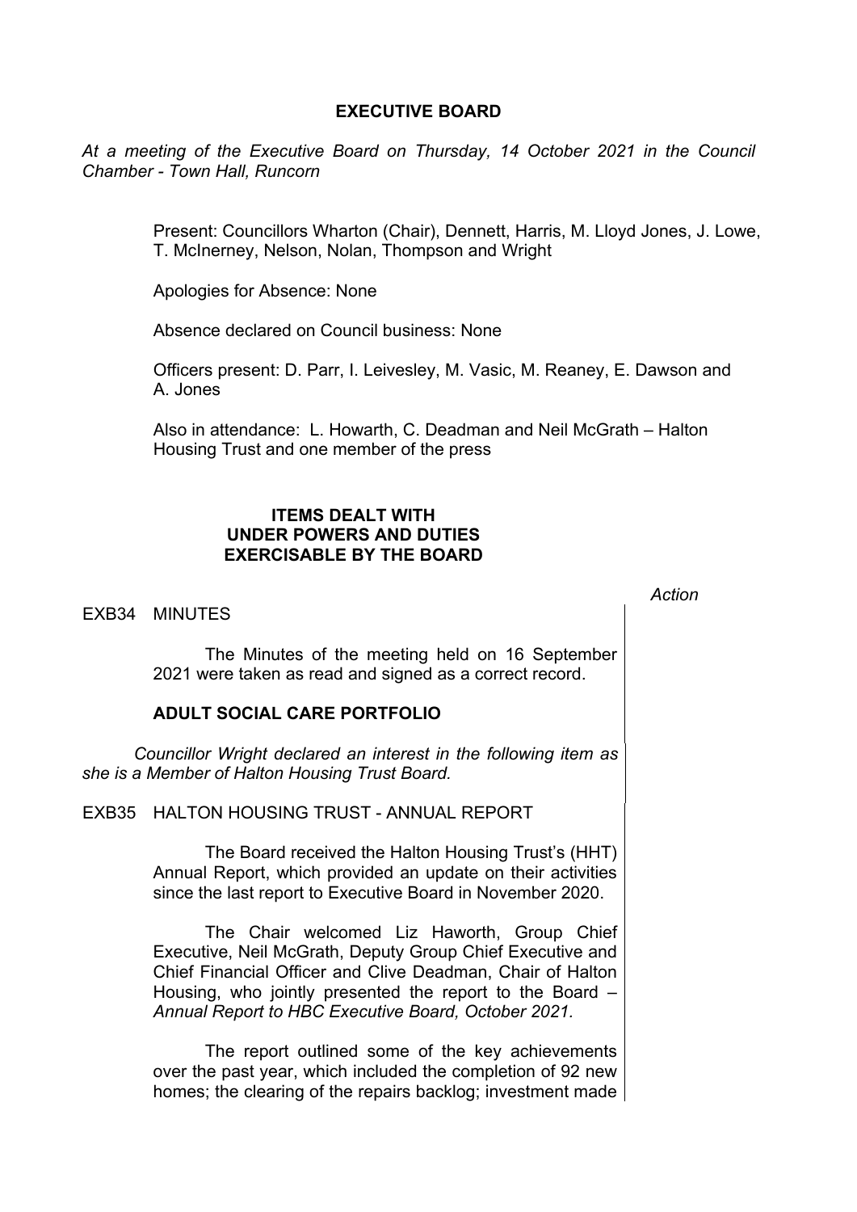# EXECUTIVE BOARD

*At a meeting of the Executive Board on Thursday, 14 October 2021 in the Council Chamber - Town Hall, Runcorn*

Present: Councillors Wharton (Chair), Dennett, Harris, M. Lloyd Jones, J. Lowe, T. McInerney, Nelson, Nolan, Thompson and Wright

Apologies for Absence: None

Absence declared on Council business: None

Officers present: D. Parr, I. Leivesley, M. Vasic, M. Reaney, E. Dawson and A. Jones

Also in attendance: L. Howarth, C. Deadman and Neil McGrath – Halton Housing Trust and one member of the press

## ITEMS DEALT WITH UNDER POWERS AND DUTIES EXERCISABLE BY THE BOARD

*Action*

EXB34 MINUTES

The Minutes of the meeting held on 16 September 2021 were taken as read and signed as a correct record.

### ADULT SOCIAL CARE PORTFOLIO

*Councillor Wright declared an interest in the following item as she is a Member of Halton Housing Trust Board.*

EXB35 HALTON HOUSING TRUST - ANNUAL REPORT

The Board received the Halton Housing Trust's (HHT) Annual Report, which provided an update on their activities since the last report to Executive Board in November 2020.

The Chair welcomed Liz Haworth, Group Chief Executive, Neil McGrath, Deputy Group Chief Executive and Chief Financial Officer and Clive Deadman, Chair of Halton Housing, who jointly presented the report to the Board – *Annual Report to HBC Executive Board, October 2021.*

The report outlined some of the key achievements over the past year, which included the completion of 92 new homes; the clearing of the repairs backlog; investment made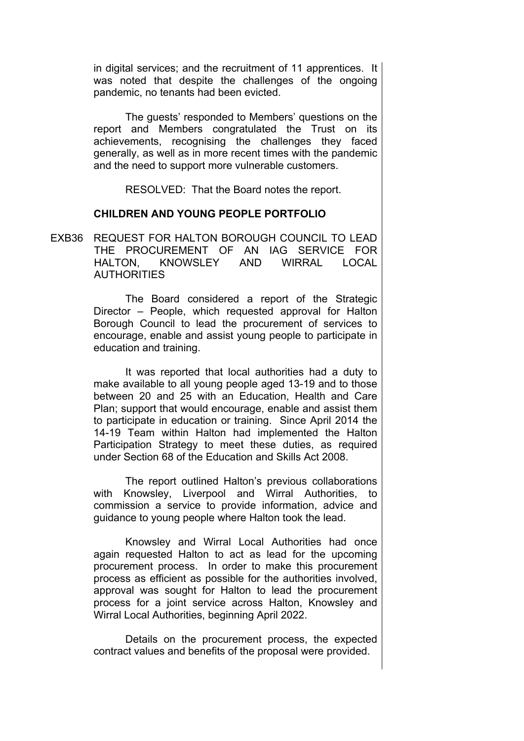in digital services; and the recruitment of 11 apprentices. It was noted that despite the challenges of the ongoing pandemic, no tenants had been evicted.

The guests' responded to Members' questions on the report and Members congratulated the Trust on its achievements, recognising the challenges they faced generally, as well as in more recent times with the pandemic and the need to support more vulnerable customers.

RESOLVED: That the Board notes the report.

**CHILDREN AND YOUNG PEOPLE PORTFOLIO**

EXB36 REQUEST FOR HALTON BOROUGH COUNCIL TO LEAD THE PROCUREMENT OF AN IAG SERVICE FOR HALTON, KNOWSLEY AND WIRRAL LOCAL AUTHORITIES

The Board considered a report of the Strategic Director – People, which requested approval for Halton Borough Council to lead the procurement of services to encourage, enable and assist young people to participate in education and training.

It was reported that local authorities had a duty to make available to all young people aged 13-19 and to those between 20 and 25 with an Education, Health and Care Plan; support that would encourage, enable and assist them to participate in education or training. Since April 2014 the 14-19 Team within Halton had implemented the Halton Participation Strategy to meet these duties, as required under Section 68 of the Education and Skills Act 2008.

The report outlined Halton's previous collaborations with Knowsley, Liverpool and Wirral Authorities, to commission a service to provide information, advice and guidance to young people where Halton took the lead.

Knowsley and Wirral Local Authorities had once again requested Halton to act as lead for the upcoming procurement process. In order to make this procurement process as efficient as possible for the authorities involved, approval was sought for Halton to lead the procurement process for a joint service across Halton, Knowsley and Wirral Local Authorities, beginning April 2022.

Details on the procurement process, the expected contract values and benefits of the proposal were provided.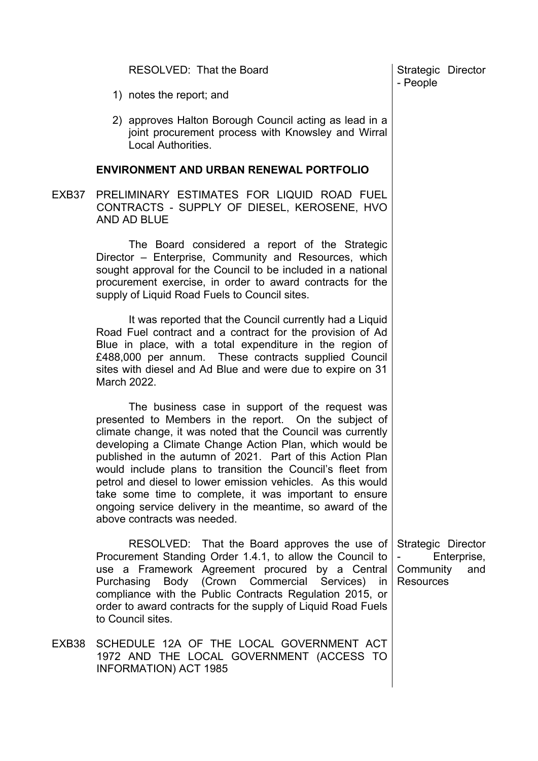RESOLVED: That the Board

1) notes the report; and

2) approves Halton Borough Council acting as lead in a joint procurement process with Knowsley and Wirral Local Authorities.

Strategic Director - People

**ENVIRONMENT AND URBAN RENEWAL PORTFOLIO**

EXB37 PRELIMINARY ESTIMATES FOR LIQUID ROAD FUEL CONTRACTS - SUPPLY OF DIESEL, KEROSENE, HVO AND AD BLUE

The Board considered a report of the Strategic Director – Enterprise, Community and Resources, which sought approval for the Council to be included in a national procurement exercise, in order to award contracts for the supply of Liquid Road Fuels to Council sites.

It was reported that the Council currently had a Liquid Road Fuel contract and a contract for the provision of Ad Blue in place, with a total expenditure in the region of £488,000 per annum. These contracts supplied Council sites with diesel and Ad Blue and were due to expire on 31 March 2022.

The business case in support of the request was presented to Members in the report. On the subject of climate change, it was noted that the Council was currently developing a Climate Change Action Plan, which would be published in the autumn of 2021. Part of this Action Plan would include plans to transition the Council's fleet from petrol and diesel to lower emission vehicles. As this would take some time to complete, it was important to ensure ongoing service delivery in the meantime, so award of the above contracts was needed.

RESOLVED: That the Board approves the use of Procurement Standing Order 1.4.1, to allow the Council to use a Framework Agreement procured by a Central Purchasing Body (Crown Commercial Services) in compliance with the Public Contracts Regulation 2015, or order to award contracts for the supply of Liquid Road Fuels to Council sites.

Strategic Director - Enterprise, Community and Resources

EXB38 SCHEDULE 12A OF THE LOCAL GOVERNMENT ACT 1972 AND THE LOCAL GOVERNMENT (ACCESS TO INFORMATION) ACT 1985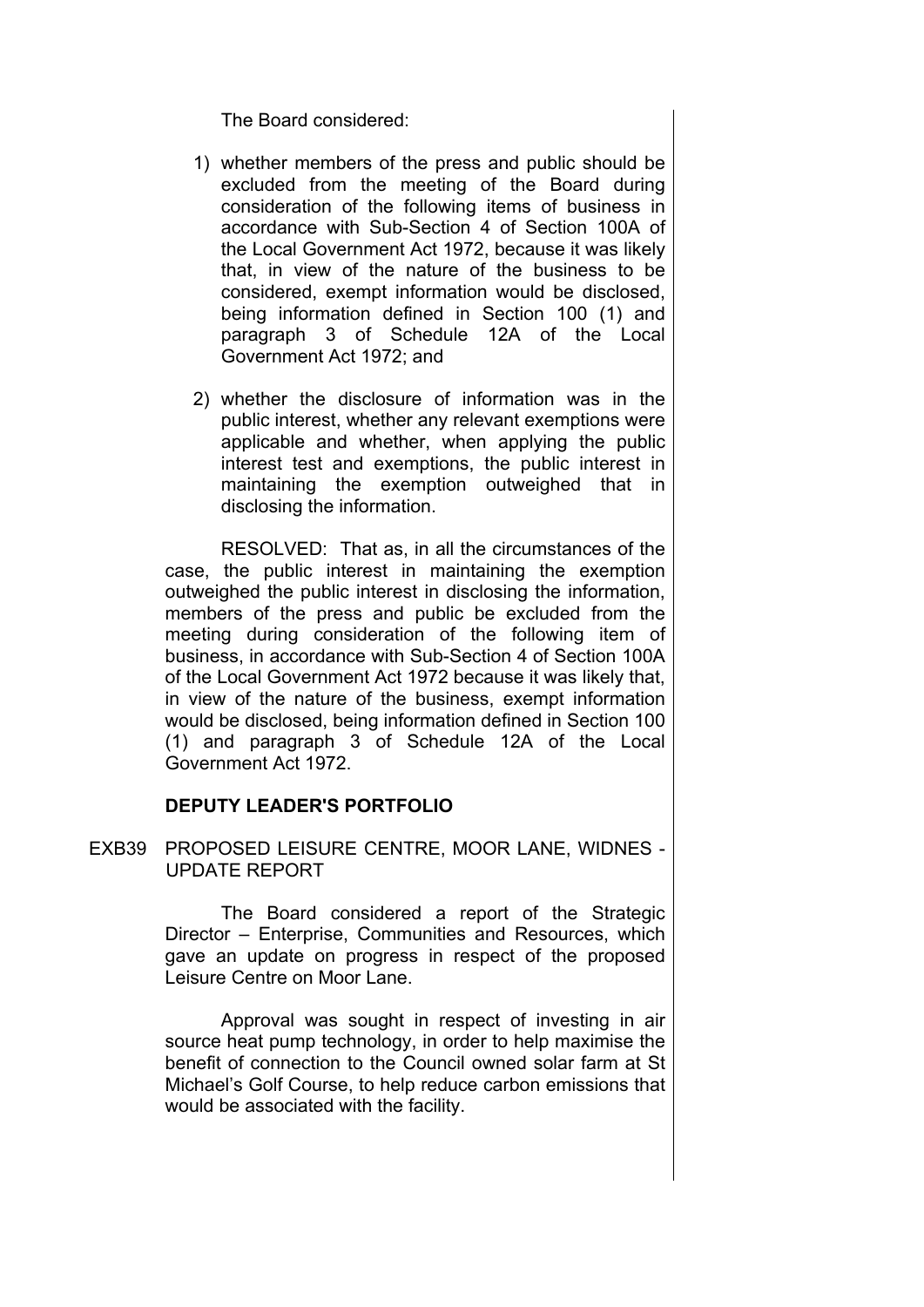The Board considered:

1) whether members of the press and public should be excluded from the meeting of the Board during consideration of the following items of business in accordance with Sub-Section 4 of Section 100A of the Local Government Act 1972, because it was likely that, in view of the nature of the business to be considered, exempt information would be disclosed, being information defined in Section 100 (1) and paragraph 3 of Schedule 12A of the Local Government Act 1972; and

2) whether the disclosure of information was in the public interest, whether any relevant exemptions were applicable and whether, when applying the public interest test and exemptions, the public interest in maintaining the exemption outweighed that in disclosing the information.

RESOLVED: That as, in all the circumstances of the case, the public interest in maintaining the exemption outweighed the public interest in disclosing the information, members of the press and public be excluded from the meeting during consideration of the following item of business, in accordance with Sub-Section 4 of Section 100A of the Local Government Act 1972 because it was likely that, in view of the nature of the business, exempt information would be disclosed, being information defined in Section 100 (1) and paragraph 3 of Schedule 12A of the Local Government Act 1972.

**DEPUTY LEADER'S PORTFOLIO**

EXB39 PROPOSED LEISURE CENTRE, MOOR LANE, WIDNES - UPDATE REPORT

The Board considered a report of the Strategic Director – Enterprise, Communities and Resources, which gave an update on progress in respect of the proposed Leisure Centre on Moor Lane.

Approval was sought in respect of investing in air source heat pump technology, in order to help maximise the benefit of connection to the Council owned solar farm at St Michael's Golf Course, to help reduce carbon emissions that would be associated with the facility.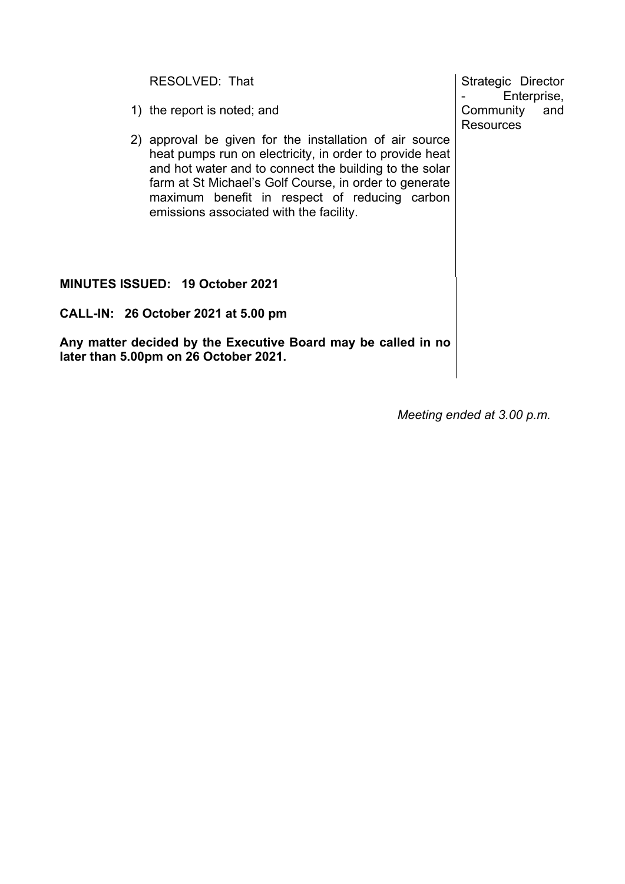RESOLVED: That

1) the report is noted; and

2) approval be given for the installation of air source heat pumps run on electricity, in order to provide heat and hot water and to connect the building to the solar farm at St Michael's Golf Course, in order to generate maximum benefit in respect of reducing carbon emissions associated with the facility.

Strategic Director - Enterprise, Community and Resources

**MINUTES ISSUED: 19 October 2021**

**CALL-IN: 26 October 2021 at 5.00 pm**

**Any matter decided by the Executive Board may be called in no later than 5.00pm on 26 October 2021.**

*Meeting ended at 3.00 p.m.*